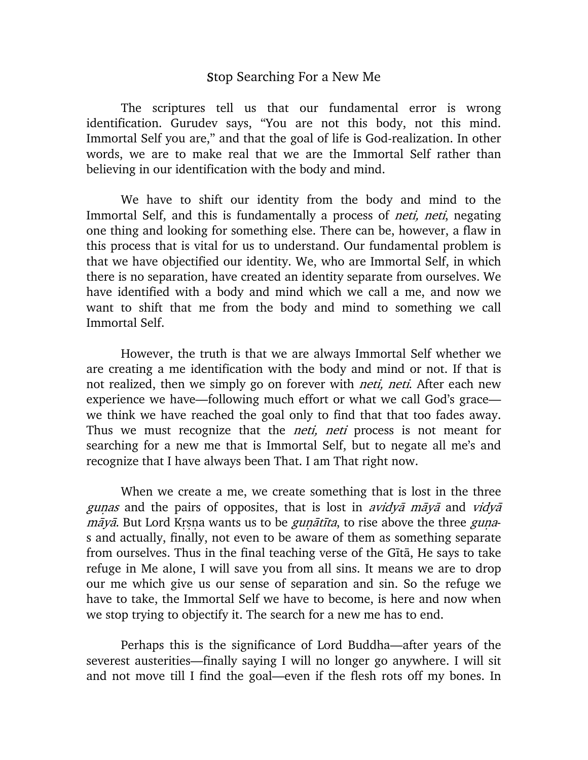# Stop Searching For a New Me

The scriptures tell us that our fundamental error is wrong identification. Gurudev says, "You are not this body, not this mind. Immortal Self you are," and that the goal of life is God-realization. In other words, we are to make real that we are the Immortal Self rather than believing in our identification with the body and mind.

We have to shift our identity from the body and mind to the Immortal Self, and this is fundamentally a process of *neti, neti*, negating one thing and looking for something else. There can be, however, a flaw in this process that is vital for us to understand. Our fundamental problem is that we have objectified our identity. We, who are Immortal Self, in which there is no separation, have created an identity separate from ourselves. We have identified with a body and mind which we call a me, and now we want to shift that me from the body and mind to something we call Immortal Self.

However, the truth is that we are always Immortal Self whether we are creating a me identification with the body and mind or not. If that is not realized, then we simply go on forever with *neti, neti*. After each new experience we have—following much effort or what we call God's grace—we think we have reached the goal only to find that that too fades away. Thus we must recognize that the *neti, neti* process is not meant for searching for a new me that is Immortal Self, but to negate all me's and recognize that I have always been That. I am That right now.

When we create a me, we create something that is lost in the three *guṇas* and the pairs of opposites, that is lost in *avidyā māyā* and *vidyā māyā*. But Lord Kṛṣṇa wants us to be *guṇātīta*, to rise above the three *guṇa*-s and actually, finally, not even to be aware of them as something separate from ourselves. Thus in the final teaching verse of the Gītā, He says to take refuge in Me alone, I will save you from all sins. It means we are to drop our me which give us our sense of separation and sin. So the refuge we have to take, the Immortal Self we have to become, is here and now when we stop trying to objectify it. The search for a new me has to end.

Perhaps this is the significance of Lord Buddha—after years of the severest austerities—finally saying I will no longer go anywhere. I will sit and not move till I find the goal—even if the flesh rots off my bones. In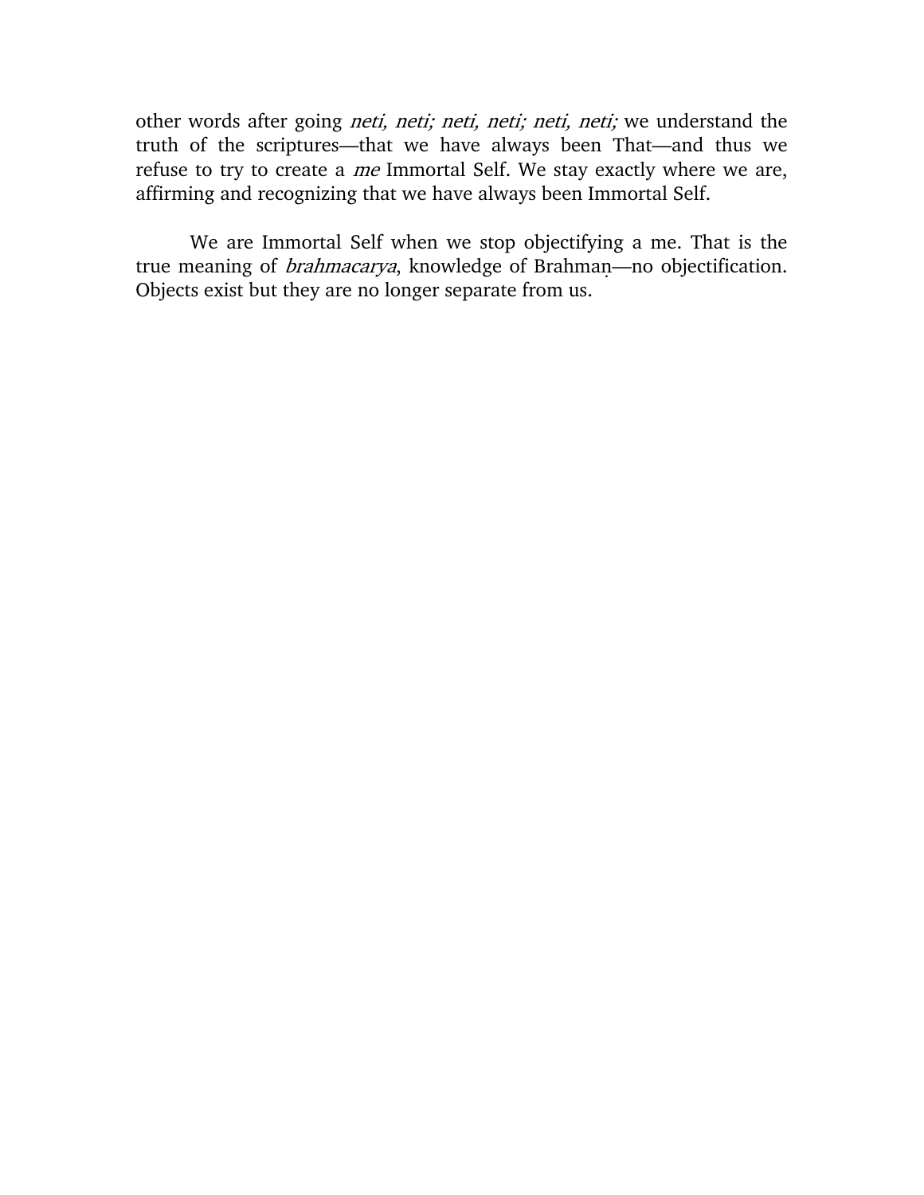other words after going *neti, neti; neti, neti; neti, neti;* we understand the truth of the scriptures—that we have always been That—and thus we refuse to try to create a *me* Immortal Self. We stay exactly where we are, affirming and recognizing that we have always been Immortal Self.

We are Immortal Self when we stop objectifying a me. That is the true meaning of *brahmacarya*, knowledge of Brahmaṇ—no objectification. Objects exist but they are no longer separate from us.